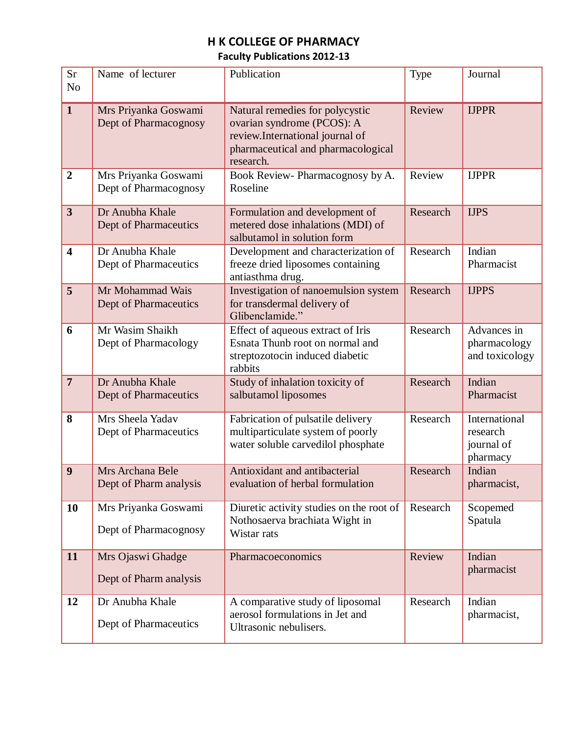# H K COLLEGE OF PHARMACY

## Faculty Publications 2012-13

| Sr No | Name of lecturer | Publication | Type | Journal |
|---|---|---|---|---|
| **1** | Mrs Priyanka Goswami Dept of Pharmacognosy | Natural remedies for polycystic ovarian syndrome (PCOS): A review.International journal of pharmaceutical and pharmacological research. | Review | IJPPR |
| **2** | Mrs Priyanka Goswami Dept of Pharmacognosy | Book Review- Pharmacognosy by A. Roseline | Review | IJPPR |
| **3** | Dr Anubha Khale Dept of Pharmaceutics | Formulation and development of metered dose inhalations (MDI) of salbutamol in solution form | Research | IJPS |
| **4** | Dr Anubha Khale Dept of Pharmaceutics | Development and characterization of freeze dried liposomes containing antiasthma drug. | Research | Indian Pharmacist |
| **5** | Mr Mohammad Wais Dept of Pharmaceutics | Investigation of nanoemulsion system for transdermal delivery of Glibenclamide." | Research | IJPPS |
| **6** | Mr Wasim Shaikh Dept of Pharmacology | Effect of aqueous extract of Iris Esnata Thunb root on normal and streptozotocin induced diabetic rabbits | Research | Advances in pharmacology and toxicology |
| **7** | Dr Anubha Khale Dept of Pharmaceutics | Study of inhalation toxicity of salbutamol liposomes | Research | Indian Pharmacist |
| **8** | Mrs Sheela Yadav Dept of Pharmaceutics | Fabrication of pulsatile delivery multiparticulate system of poorly water soluble carvedilol phosphate | Research | International research journal of pharmacy |
| **9** | Mrs Archana Bele Dept of Pharm analysis | Antioxidant and antibacterial evaluation of herbal formulation | Research | Indian pharmacist, |
| **10** | Mrs Priyanka Goswami Dept of Pharmacognosy | Diuretic activity studies on the root of Nothosaerva brachiata Wight in Wistar rats | Research | Scopemed Spatula |
| **11** | Mrs Ojaswi Ghadge Dept of Pharm analysis | Pharmacoeconomics | Review | Indian pharmacist |
| **12** | Dr Anubha Khale Dept of Pharmaceutics | A comparative study of liposomal aerosol formulations in Jet and Ultrasonic nebulisers. | Research | Indian pharmacist, |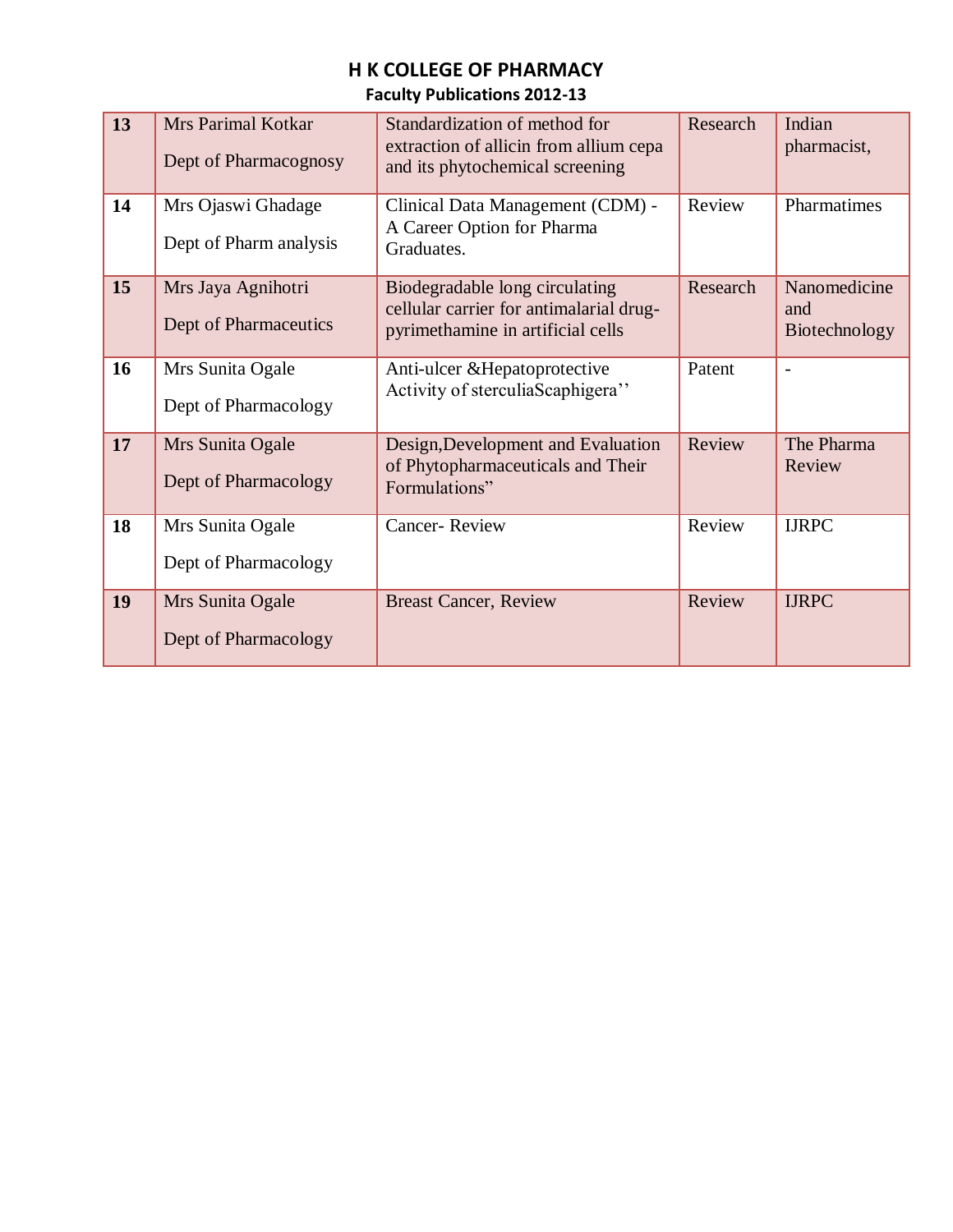# H K COLLEGE OF PHARMACY

## Faculty Publications 2012-13

| | | | | |
|---|---|---|---|---|
| **13** | Mrs Parimal Kotkar<br>Dept of Pharmacognosy | Standardization of method for extraction of allicin from allium cepa and its phytochemical screening | Research | Indian pharmacist, |
| **14** | Mrs Ojaswi Ghadage<br>Dept of Pharm analysis | Clinical Data Management (CDM) - A Career Option for Pharma Graduates. | Review | Pharmatimes |
| **15** | Mrs Jaya Agnihotri<br>Dept of Pharmaceutics | Biodegradable long circulating cellular carrier for antimalarial drug-pyrimethamine in artificial cells | Research | Nanomedicine and Biotechnology |
| **16** | Mrs Sunita Ogale<br>Dept of Pharmacology | Anti-ulcer &Hepatoprotective Activity of sterculiaScaphigera'' | Patent | - |
| **17** | Mrs Sunita Ogale<br>Dept of Pharmacology | Design,Development and Evaluation of Phytopharmaceuticals and Their Formulations" | Review | The Pharma Review |
| **18** | Mrs Sunita Ogale<br>Dept of Pharmacology | Cancer- Review | Review | IJRPC |
| **19** | Mrs Sunita Ogale<br>Dept of Pharmacology | Breast Cancer, Review | Review | IJRPC |